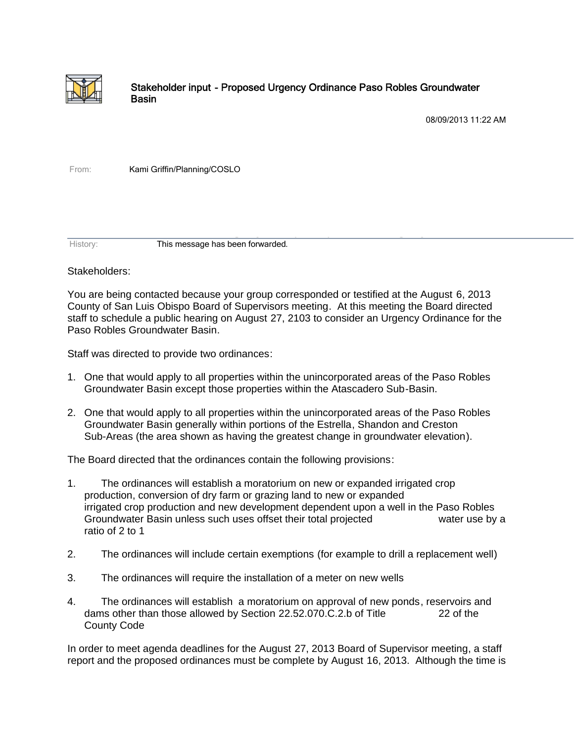## Stakeholder input - Proposed Urgency Ordinance Paso Robles Groundwater Basin

08/09/2013 11:22 AM

From: Kami Griffin/Planning/COSLO

History: This message has been forwarded.

Stakeholders:

You are being contacted because your group corresponded or testified at the August 6, 2013 County of San Luis Obispo Board of Supervisors meeting. At this meeting the Board directed staff to schedule a public hearing on August 27, 2103 to consider an Urgency Ordinance for the Paso Robles Groundwater Basin.

Staff was directed to provide two ordinances:

1. One that would apply to all properties within the unincorporated areas of the Paso Robles Groundwater Basin except those properties within the Atascadero Sub-Basin.

2. One that would apply to all properties within the unincorporated areas of the Paso Robles Groundwater Basin generally within portions of the Estrella, Shandon and Creston Sub-Areas (the area shown as having the greatest change in groundwater elevation).

The Board directed that the ordinances contain the following provisions:

1. The ordinances will establish a moratorium on new or expanded irrigated crop production, conversion of dry farm or grazing land to new or expanded irrigated crop production and new development dependent upon a well in the Paso Robles Groundwater Basin unless such uses offset their total projected water use by a ratio of 2 to 1

2. The ordinances will include certain exemptions (for example to drill a replacement well)

3. The ordinances will require the installation of a meter on new wells

4. The ordinances will establish a moratorium on approval of new ponds, reservoirs and dams other than those allowed by Section 22.52.070.C.2.b of Title 22 of the County Code

In order to meet agenda deadlines for the August 27, 2013 Board of Supervisor meeting, a staff report and the proposed ordinances must be complete by August 16, 2013. Although the time is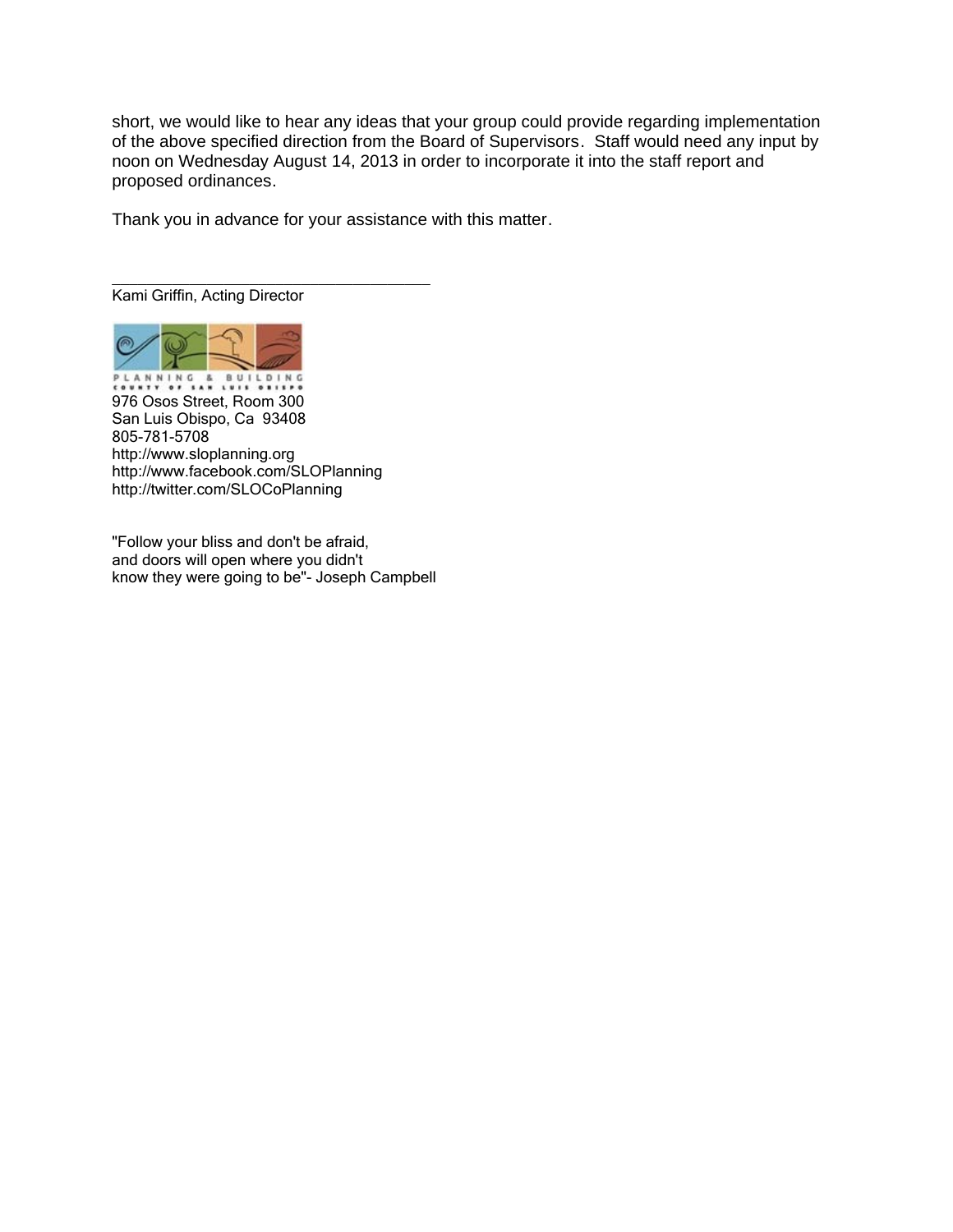short, we would like to hear any ideas that your group could provide regarding implementation of the above specified direction from the Board of Supervisors. Staff would need any input by noon on Wednesday August 14, 2013 in order to incorporate it into the staff report and proposed ordinances.

Thank you in advance for your assistance with this matter.

_______________________________________

Kami Griffin, Acting Director

PLANNING & BUILDING
COUNTY OF SAN LUIS OBISPO

976 Osos Street, Room 300
San Luis Obispo, Ca 93408
805-781-5708
http://www.sloplanning.org
http://www.facebook.com/SLOPlanning
http://twitter.com/SLOCoPlanning

"Follow your bliss and don't be afraid,
and doors will open where you didn't
know they were going to be"- Joseph Campbell